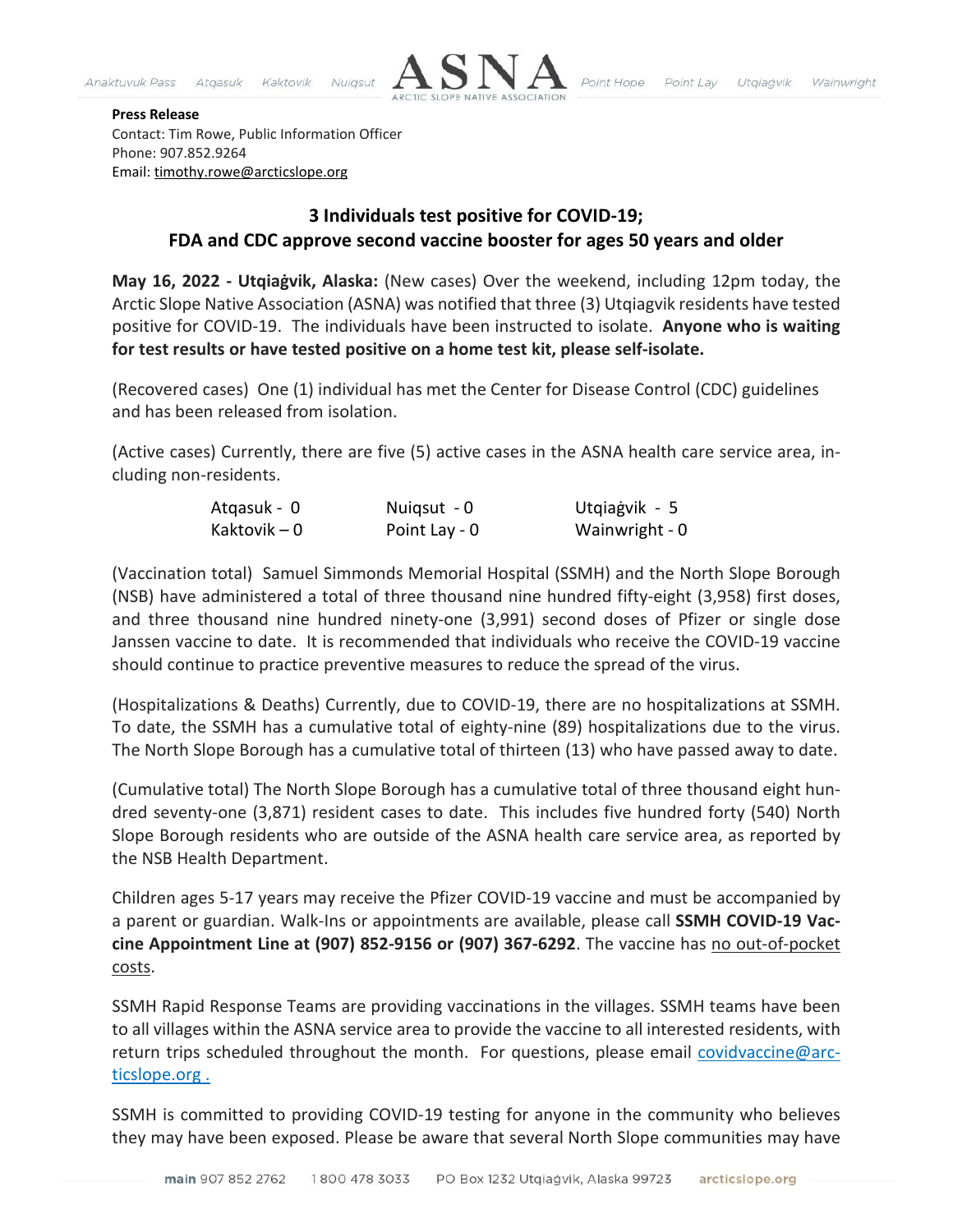**Press Release**
Contact: Tim Rowe, Public Information Officer
Phone: 907.852.9264
Email: timothy.rowe@arcticslope.org

## 3 Individuals test positive for COVID-19; FDA and CDC approve second vaccine booster for ages 50 years and older

**May 16, 2022 - Utqiaġvik, Alaska:** (New cases) Over the weekend, including 12pm today, the Arctic Slope Native Association (ASNA) was notified that three (3) Utqiagvik residents have tested positive for COVID-19. The individuals have been instructed to isolate. **Anyone who is waiting for test results or have tested positive on a home test kit, please self-isolate.**

(Recovered cases) One (1) individual has met the Center for Disease Control (CDC) guidelines and has been released from isolation.

(Active cases) Currently, there are five (5) active cases in the ASNA health care service area, including non-residents.

| | | |
|---|---|---|
| Atqasuk - 0 | Nuiqsut - 0 | Utqiaġvik - 5 |
| Kaktovik – 0 | Point Lay - 0 | Wainwright - 0 |

(Vaccination total) Samuel Simmonds Memorial Hospital (SSMH) and the North Slope Borough (NSB) have administered a total of three thousand nine hundred fifty-eight (3,958) first doses, and three thousand nine hundred ninety-one (3,991) second doses of Pfizer or single dose Janssen vaccine to date. It is recommended that individuals who receive the COVID-19 vaccine should continue to practice preventive measures to reduce the spread of the virus.

(Hospitalizations & Deaths) Currently, due to COVID-19, there are no hospitalizations at SSMH. To date, the SSMH has a cumulative total of eighty-nine (89) hospitalizations due to the virus. The North Slope Borough has a cumulative total of thirteen (13) who have passed away to date.

(Cumulative total) The North Slope Borough has a cumulative total of three thousand eight hundred seventy-one (3,871) resident cases to date. This includes five hundred forty (540) North Slope Borough residents who are outside of the ASNA health care service area, as reported by the NSB Health Department.

Children ages 5-17 years may receive the Pfizer COVID-19 vaccine and must be accompanied by a parent or guardian. Walk-Ins or appointments are available, please call **SSMH COVID-19 Vaccine Appointment Line at (907) 852-9156 or (907) 367-6292**. The vaccine has no out-of-pocket costs.

SSMH Rapid Response Teams are providing vaccinations in the villages. SSMH teams have been to all villages within the ASNA service area to provide the vaccine to all interested residents, with return trips scheduled throughout the month. For questions, please email covidvaccine@arcticslope.org .

SSMH is committed to providing COVID-19 testing for anyone in the community who believes they may have been exposed. Please be aware that several North Slope communities may have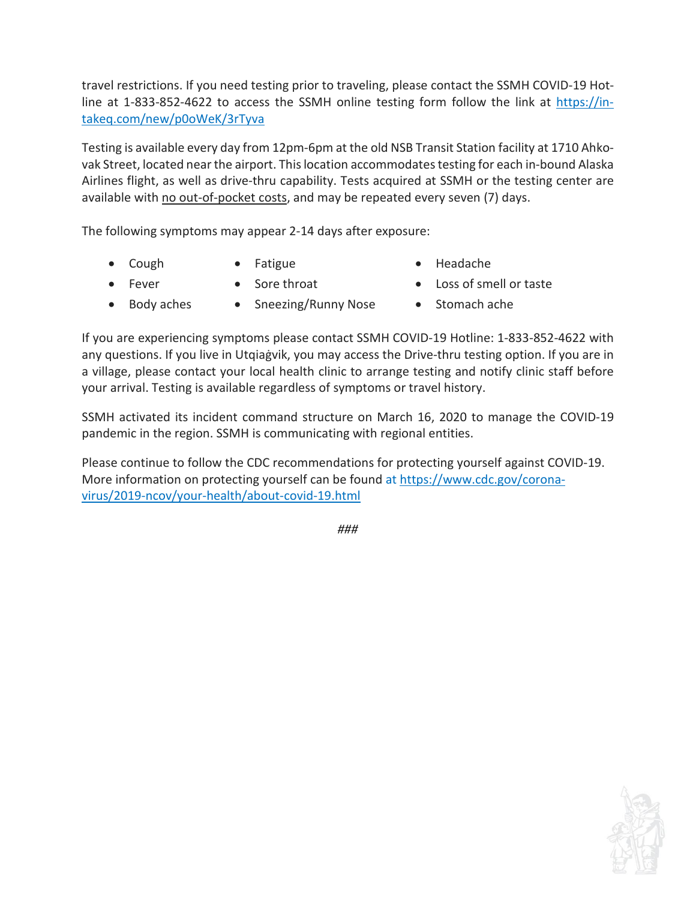travel restrictions. If you need testing prior to traveling, please contact the SSMH COVID-19 Hotline at 1-833-852-4622 to access the SSMH online testing form follow the link at https://intakeq.com/new/p0oWeK/3rTyva

Testing is available every day from 12pm-6pm at the old NSB Transit Station facility at 1710 Ahkovak Street, located near the airport. This location accommodates testing for each in-bound Alaska Airlines flight, as well as drive-thru capability. Tests acquired at SSMH or the testing center are available with no out-of-pocket costs, and may be repeated every seven (7) days.

The following symptoms may appear 2-14 days after exposure:

- Cough
- Fever
- Body aches
- Fatigue
- Sore throat
- Sneezing/Runny Nose
- Headache
- Loss of smell or taste
- Stomach ache

If you are experiencing symptoms please contact SSMH COVID-19 Hotline: 1-833-852-4622 with any questions. If you live in Utqiaġvik, you may access the Drive-thru testing option. If you are in a village, please contact your local health clinic to arrange testing and notify clinic staff before your arrival. Testing is available regardless of symptoms or travel history.

SSMH activated its incident command structure on March 16, 2020 to manage the COVID-19 pandemic in the region. SSMH is communicating with regional entities.

Please continue to follow the CDC recommendations for protecting yourself against COVID-19. More information on protecting yourself can be found at https://www.cdc.gov/coronavirus/2019-ncov/your-health/about-covid-19.html

###